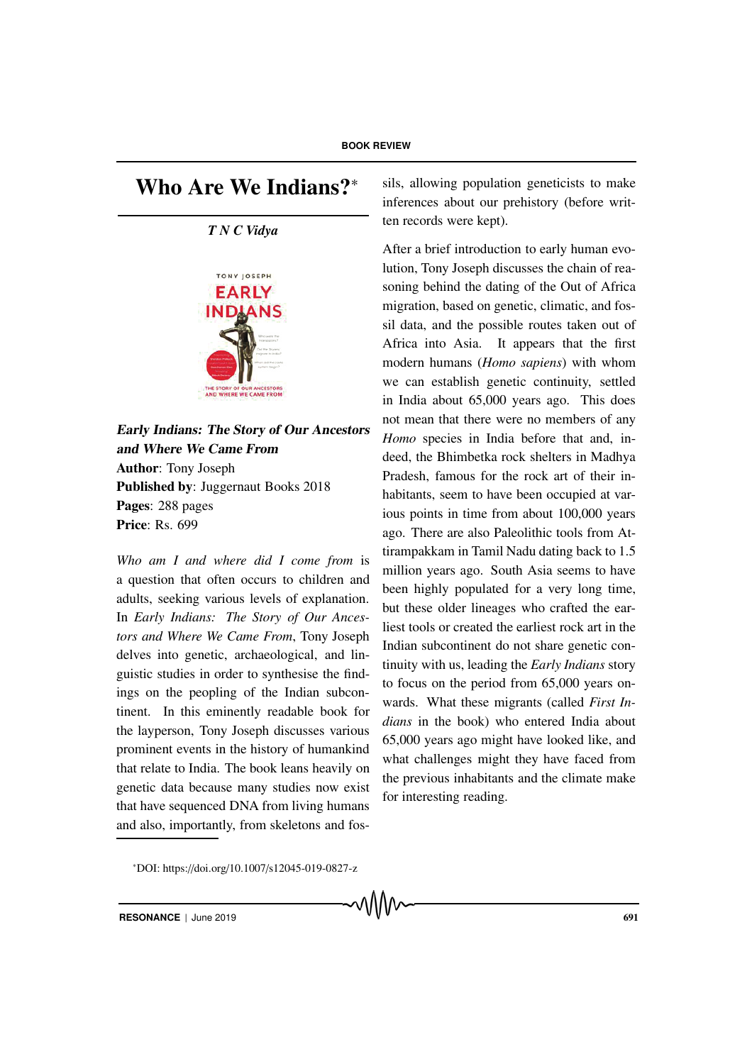# Who Are We Indians?*

*T N C Vidya*

***Early Indians: The Story of Our Ancestors and Where We Came From***
**Author**: Tony Joseph
**Published by**: Juggernaut Books 2018
**Pages**: 288 pages
**Price**: Rs. 699

*Who am I and where did I come from* is a question that often occurs to children and adults, seeking various levels of explanation. In *Early Indians: The Story of Our Ancestors and Where We Came From*, Tony Joseph delves into genetic, archaeological, and linguistic studies in order to synthesise the findings on the peopling of the Indian subcontinent. In this eminently readable book for the layperson, Tony Joseph discusses various prominent events in the history of humankind that relate to India. The book leans heavily on genetic data because many studies now exist that have sequenced DNA from living humans and also, importantly, from skeletons and fossils, allowing population geneticists to make inferences about our prehistory (before written records were kept).

After a brief introduction to early human evolution, Tony Joseph discusses the chain of reasoning behind the dating of the Out of Africa migration, based on genetic, climatic, and fossil data, and the possible routes taken out of Africa into Asia. It appears that the first modern humans (*Homo sapiens*) with whom we can establish genetic continuity, settled in India about 65,000 years ago. This does not mean that there were no members of any *Homo* species in India before that and, indeed, the Bhimbetka rock shelters in Madhya Pradesh, famous for the rock art of their inhabitants, seem to have been occupied at various points in time from about 100,000 years ago. There are also Paleolithic tools from Attirampakkam in Tamil Nadu dating back to 1.5 million years ago. South Asia seems to have been highly populated for a very long time, but these older lineages who crafted the earliest tools or created the earliest rock art in the Indian subcontinent do not share genetic continuity with us, leading the *Early Indians* story to focus on the period from 65,000 years onwards. What these migrants (called *First Indians* in the book) who entered India about 65,000 years ago might have looked like, and what challenges might they have faced from the previous inhabitants and the climate make for interesting reading.

*DOI: https://doi.org/10.1007/s12045-019-0827-z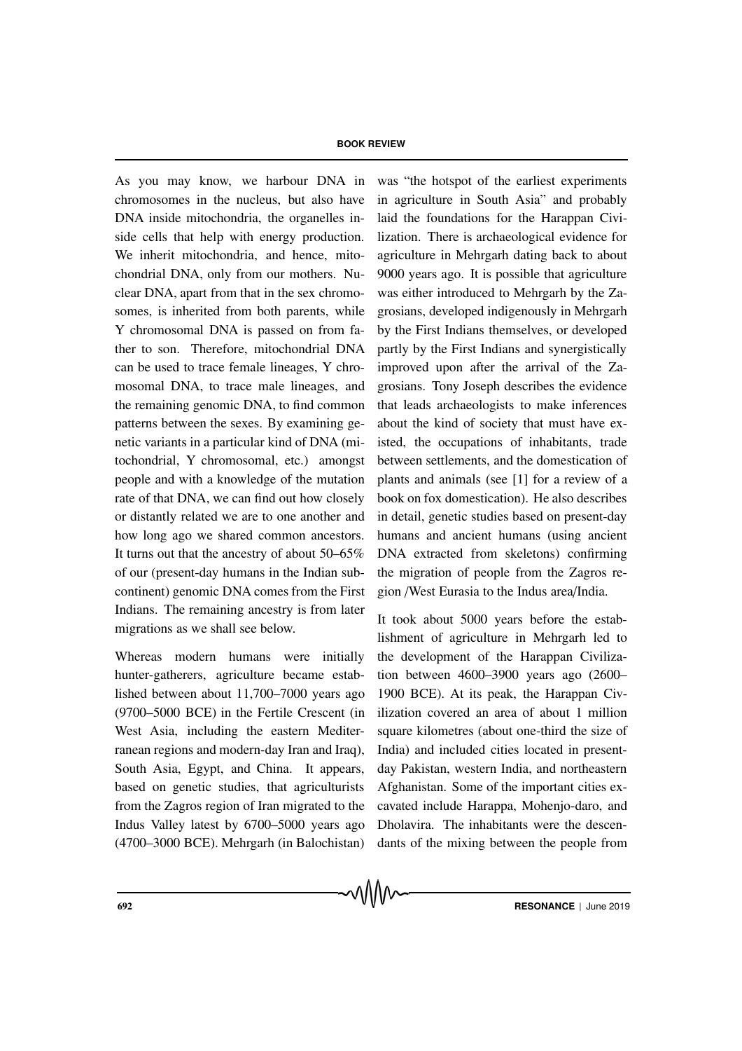As you may know, we harbour DNA in chromosomes in the nucleus, but also have DNA inside mitochondria, the organelles inside cells that help with energy production. We inherit mitochondria, and hence, mitochondrial DNA, only from our mothers. Nuclear DNA, apart from that in the sex chromosomes, is inherited from both parents, while Y chromosomal DNA is passed on from father to son. Therefore, mitochondrial DNA can be used to trace female lineages, Y chromosomal DNA, to trace male lineages, and the remaining genomic DNA, to find common patterns between the sexes. By examining genetic variants in a particular kind of DNA (mitochondrial, Y chromosomal, etc.) amongst people and with a knowledge of the mutation rate of that DNA, we can find out how closely or distantly related we are to one another and how long ago we shared common ancestors. It turns out that the ancestry of about 50–65% of our (present-day humans in the Indian subcontinent) genomic DNA comes from the First Indians. The remaining ancestry is from later migrations as we shall see below.

Whereas modern humans were initially hunter-gatherers, agriculture became established between about 11,700–7000 years ago (9700–5000 BCE) in the Fertile Crescent (in West Asia, including the eastern Mediterranean regions and modern-day Iran and Iraq), South Asia, Egypt, and China. It appears, based on genetic studies, that agriculturists from the Zagros region of Iran migrated to the Indus Valley latest by 6700–5000 years ago (4700–3000 BCE). Mehrgarh (in Balochistan) was "the hotspot of the earliest experiments in agriculture in South Asia" and probably laid the foundations for the Harappan Civilization. There is archaeological evidence for agriculture in Mehrgarh dating back to about 9000 years ago. It is possible that agriculture was either introduced to Mehrgarh by the Zagrosians, developed indigenously in Mehrgarh by the First Indians themselves, or developed partly by the First Indians and synergistically improved upon after the arrival of the Zagrosians. Tony Joseph describes the evidence that leads archaeologists to make inferences about the kind of society that must have existed, the occupations of inhabitants, trade between settlements, and the domestication of plants and animals (see [1] for a review of a book on fox domestication). He also describes in detail, genetic studies based on present-day humans and ancient humans (using ancient DNA extracted from skeletons) confirming the migration of people from the Zagros region /West Eurasia to the Indus area/India.

It took about 5000 years before the establishment of agriculture in Mehrgarh led to the development of the Harappan Civilization between 4600–3900 years ago (2600–1900 BCE). At its peak, the Harappan Civilization covered an area of about 1 million square kilometres (about one-third the size of India) and included cities located in present-day Pakistan, western India, and northeastern Afghanistan. Some of the important cities excavated include Harappa, Mohenjo-daro, and Dholavira. The inhabitants were the descendants of the mixing between the people from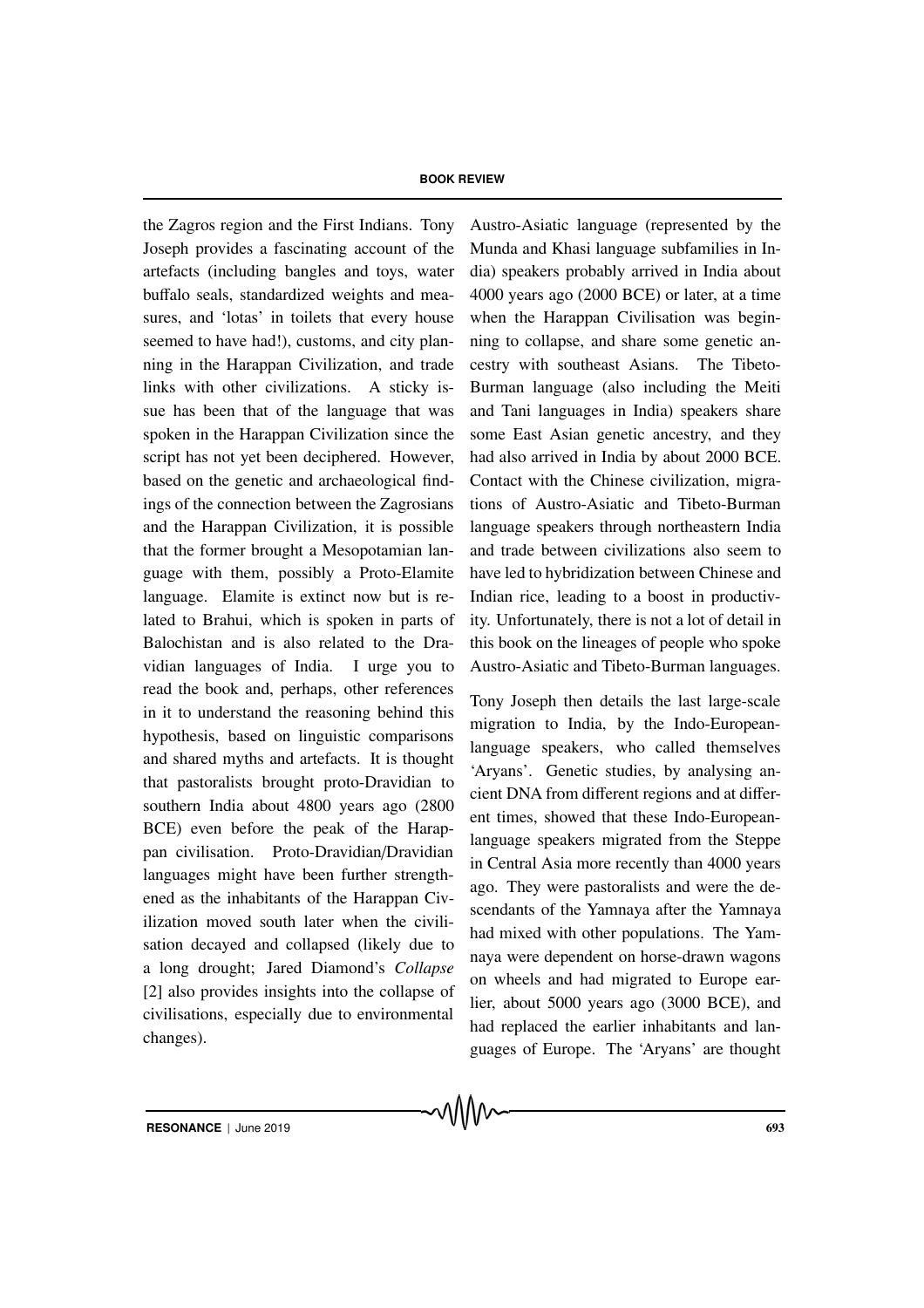the Zagros region and the First Indians. Tony Joseph provides a fascinating account of the artefacts (including bangles and toys, water buffalo seals, standardized weights and measures, and 'lotas' in toilets that every house seemed to have had!), customs, and city planning in the Harappan Civilization, and trade links with other civilizations. A sticky issue has been that of the language that was spoken in the Harappan Civilization since the script has not yet been deciphered. However, based on the genetic and archaeological findings of the connection between the Zagrosians and the Harappan Civilization, it is possible that the former brought a Mesopotamian language with them, possibly a Proto-Elamite language. Elamite is extinct now but is related to Brahui, which is spoken in parts of Balochistan and is also related to the Dravidian languages of India. I urge you to read the book and, perhaps, other references in it to understand the reasoning behind this hypothesis, based on linguistic comparisons and shared myths and artefacts. It is thought that pastoralists brought proto-Dravidian to southern India about 4800 years ago (2800 BCE) even before the peak of the Harappan civilisation. Proto-Dravidian/Dravidian languages might have been further strengthened as the inhabitants of the Harappan Civilization moved south later when the civilisation decayed and collapsed (likely due to a long drought; Jared Diamond's *Collapse* [2] also provides insights into the collapse of civilisations, especially due to environmental changes).

Austro-Asiatic language (represented by the Munda and Khasi language subfamilies in India) speakers probably arrived in India about 4000 years ago (2000 BCE) or later, at a time when the Harappan Civilisation was beginning to collapse, and share some genetic ancestry with southeast Asians. The Tibeto-Burman language (also including the Meiti and Tani languages in India) speakers share some East Asian genetic ancestry, and they had also arrived in India by about 2000 BCE. Contact with the Chinese civilization, migrations of Austro-Asiatic and Tibeto-Burman language speakers through northeastern India and trade between civilizations also seem to have led to hybridization between Chinese and Indian rice, leading to a boost in productivity. Unfortunately, there is not a lot of detail in this book on the lineages of people who spoke Austro-Asiatic and Tibeto-Burman languages.

Tony Joseph then details the last large-scale migration to India, by the Indo-European-language speakers, who called themselves 'Aryans'. Genetic studies, by analysing ancient DNA from different regions and at different times, showed that these Indo-European-language speakers migrated from the Steppe in Central Asia more recently than 4000 years ago. They were pastoralists and were the descendants of the Yamnaya after the Yamnaya had mixed with other populations. The Yamnaya were dependent on horse-drawn wagons on wheels and had migrated to Europe earlier, about 5000 years ago (3000 BCE), and had replaced the earlier inhabitants and languages of Europe. The 'Aryans' are thought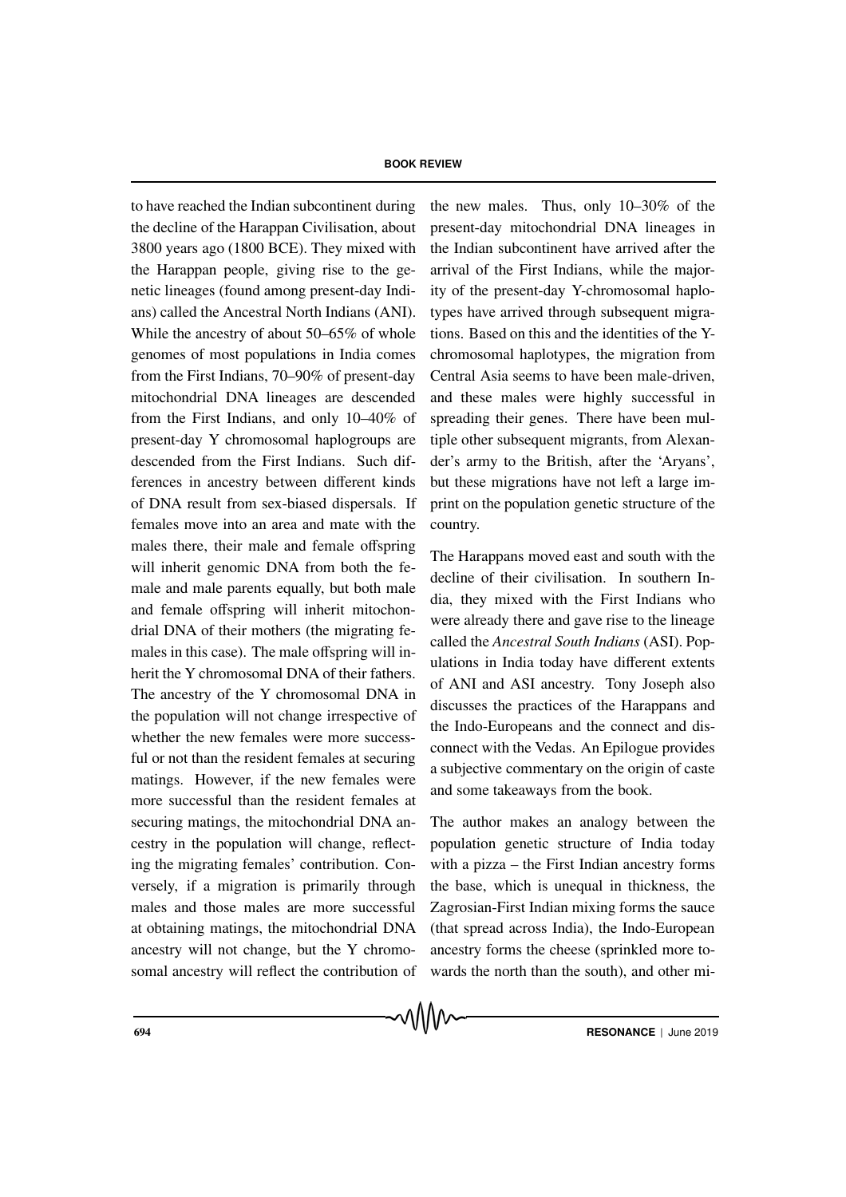to have reached the Indian subcontinent during the decline of the Harappan Civilisation, about 3800 years ago (1800 BCE). They mixed with the Harappan people, giving rise to the genetic lineages (found among present-day Indians) called the Ancestral North Indians (ANI). While the ancestry of about 50–65% of whole genomes of most populations in India comes from the First Indians, 70–90% of present-day mitochondrial DNA lineages are descended from the First Indians, and only 10–40% of present-day Y chromosomal haplogroups are descended from the First Indians. Such differences in ancestry between different kinds of DNA result from sex-biased dispersals. If females move into an area and mate with the males there, their male and female offspring will inherit genomic DNA from both the female and male parents equally, but both male and female offspring will inherit mitochondrial DNA of their mothers (the migrating females in this case). The male offspring will inherit the Y chromosomal DNA of their fathers. The ancestry of the Y chromosomal DNA in the population will not change irrespective of whether the new females were more successful or not than the resident females at securing matings. However, if the new females were more successful than the resident females at securing matings, the mitochondrial DNA ancestry in the population will change, reflecting the migrating females' contribution. Conversely, if a migration is primarily through males and those males are more successful at obtaining matings, the mitochondrial DNA ancestry will not change, but the Y chromosomal ancestry will reflect the contribution of the new males. Thus, only 10–30% of the present-day mitochondrial DNA lineages in the Indian subcontinent have arrived after the arrival of the First Indians, while the majority of the present-day Y-chromosomal haplotypes have arrived through subsequent migrations. Based on this and the identities of the Y-chromosomal haplotypes, the migration from Central Asia seems to have been male-driven, and these males were highly successful in spreading their genes. There have been multiple other subsequent migrants, from Alexander's army to the British, after the 'Aryans', but these migrations have not left a large imprint on the population genetic structure of the country.

The Harappans moved east and south with the decline of their civilisation. In southern India, they mixed with the First Indians who were already there and gave rise to the lineage called the *Ancestral South Indians* (ASI). Populations in India today have different extents of ANI and ASI ancestry. Tony Joseph also discusses the practices of the Harappans and the Indo-Europeans and the connect and disconnect with the Vedas. An Epilogue provides a subjective commentary on the origin of caste and some takeaways from the book.

The author makes an analogy between the population genetic structure of India today with a pizza – the First Indian ancestry forms the base, which is unequal in thickness, the Zagrosian-First Indian mixing forms the sauce (that spread across India), the Indo-European ancestry forms the cheese (sprinkled more towards the north than the south), and other mi-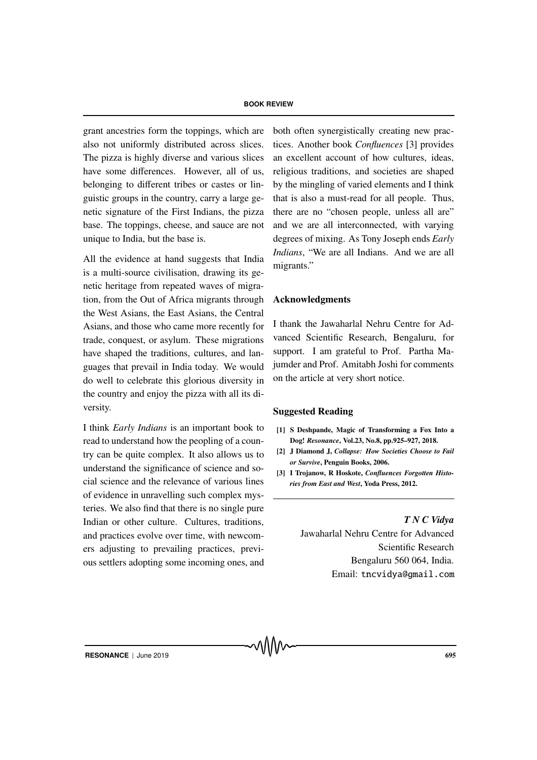grant ancestries form the toppings, which are also not uniformly distributed across slices. The pizza is highly diverse and various slices have some differences. However, all of us, belonging to different tribes or castes or linguistic groups in the country, carry a large genetic signature of the First Indians, the pizza base. The toppings, cheese, and sauce are not unique to India, but the base is.

All the evidence at hand suggests that India is a multi-source civilisation, drawing its genetic heritage from repeated waves of migration, from the Out of Africa migrants through the West Asians, the East Asians, the Central Asians, and those who came more recently for trade, conquest, or asylum. These migrations have shaped the traditions, cultures, and languages that prevail in India today. We would do well to celebrate this glorious diversity in the country and enjoy the pizza with all its diversity.

I think *Early Indians* is an important book to read to understand how the peopling of a country can be quite complex. It also allows us to understand the significance of science and social science and the relevance of various lines of evidence in unravelling such complex mysteries. We also find that there is no single pure Indian or other culture. Cultures, traditions, and practices evolve over time, with newcomers adjusting to prevailing practices, previous settlers adopting some incoming ones, and both often synergistically creating new practices. Another book *Confluences* [3] provides an excellent account of how cultures, ideas, religious traditions, and societies are shaped by the mingling of varied elements and I think that is also a must-read for all people. Thus, there are no "chosen people, unless all are" and we are all interconnected, with varying degrees of mixing. As Tony Joseph ends *Early Indians*, "We are all Indians. And we are all migrants."

## Acknowledgments

I thank the Jawaharlal Nehru Centre for Advanced Scientific Research, Bengaluru, for support. I am grateful to Prof. Partha Majumder and Prof. Amitabh Joshi for comments on the article at very short notice.

## Suggested Reading

**[1] S Deshpande, Magic of Transforming a Fox Into a Dog! *Resonance*, Vol.23, No.8, pp.925–927, 2018.**

**[2] J Diamond J, *Collapse: How Societies Choose to Fail or Survive*, Penguin Books, 2006.**

**[3] I Trojanow, R Hoskote, *Confluences Forgotten Histories from East and West*, Yoda Press, 2012.**

***T N C Vidya***
Jawaharlal Nehru Centre for Advanced Scientific Research
Bengaluru 560 064, India.
Email: tncvidya@gmail.com